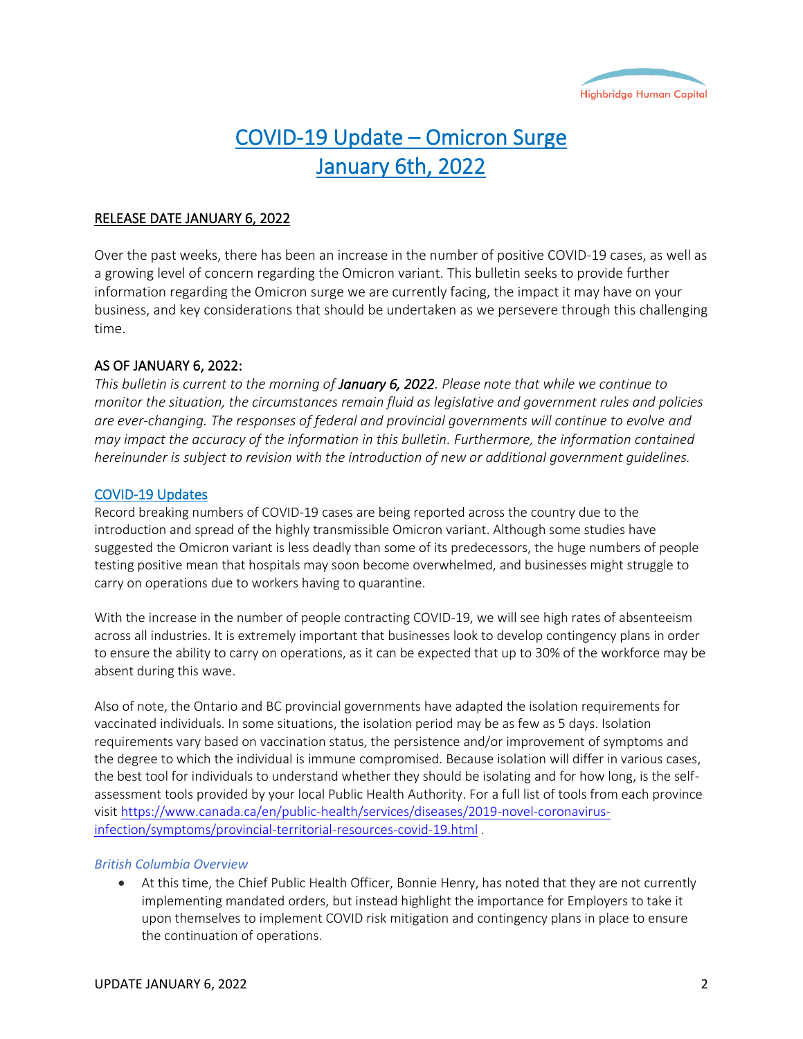# COVID-19 Update – Omicron Surge January 6th, 2022

RELEASE DATE JANUARY 6, 2022

Over the past weeks, there has been an increase in the number of positive COVID-19 cases, as well as a growing level of concern regarding the Omicron variant. This bulletin seeks to provide further information regarding the Omicron surge we are currently facing, the impact it may have on your business, and key considerations that should be undertaken as we persevere through this challenging time.

## AS OF JANUARY 6, 2022:

*This bulletin is current to the morning of* ***January 6, 2022****. Please note that while we continue to monitor the situation, the circumstances remain fluid as legislative and government rules and policies are ever-changing. The responses of federal and provincial governments will continue to evolve and may impact the accuracy of the information in this bulletin. Furthermore, the information contained hereinunder is subject to revision with the introduction of new or additional government guidelines.*

## COVID-19 Updates

Record breaking numbers of COVID-19 cases are being reported across the country due to the introduction and spread of the highly transmissible Omicron variant. Although some studies have suggested the Omicron variant is less deadly than some of its predecessors, the huge numbers of people testing positive mean that hospitals may soon become overwhelmed, and businesses might struggle to carry on operations due to workers having to quarantine.

With the increase in the number of people contracting COVID-19, we will see high rates of absenteeism across all industries. It is extremely important that businesses look to develop contingency plans in order to ensure the ability to carry on operations, as it can be expected that up to 30% of the workforce may be absent during this wave.

Also of note, the Ontario and BC provincial governments have adapted the isolation requirements for vaccinated individuals. In some situations, the isolation period may be as few as 5 days. Isolation requirements vary based on vaccination status, the persistence and/or improvement of symptoms and the degree to which the individual is immune compromised. Because isolation will differ in various cases, the best tool for individuals to understand whether they should be isolating and for how long, is the self-assessment tools provided by your local Public Health Authority. For a full list of tools from each province visit https://www.canada.ca/en/public-health/services/diseases/2019-novel-coronavirus-infection/symptoms/provincial-territorial-resources-covid-19.html .

### *British Columbia Overview*

- At this time, the Chief Public Health Officer, Bonnie Henry, has noted that they are not currently implementing mandated orders, but instead highlight the importance for Employers to take it upon themselves to implement COVID risk mitigation and contingency plans in place to ensure the continuation of operations.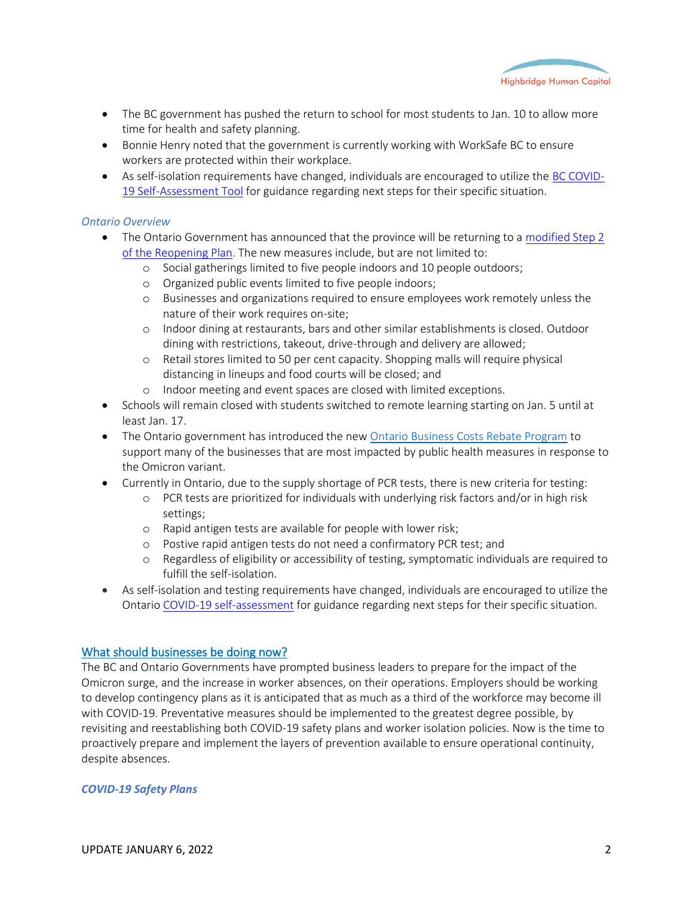- The BC government has pushed the return to school for most students to Jan. 10 to allow more time for health and safety planning.
- Bonnie Henry noted that the government is currently working with WorkSafe BC to ensure workers are protected within their workplace.
- As self-isolation requirements have changed, individuals are encouraged to utilize the BC COVID-19 Self-Assessment Tool for guidance regarding next steps for their specific situation.

*Ontario Overview*

- The Ontario Government has announced that the province will be returning to a modified Step 2 of the Reopening Plan. The new measures include, but are not limited to:
  - Social gatherings limited to five people indoors and 10 people outdoors;
  - Organized public events limited to five people indoors;
  - Businesses and organizations required to ensure employees work remotely unless the nature of their work requires on-site;
  - Indoor dining at restaurants, bars and other similar establishments is closed. Outdoor dining with restrictions, takeout, drive-through and delivery are allowed;
  - Retail stores limited to 50 per cent capacity. Shopping malls will require physical distancing in lineups and food courts will be closed; and
  - Indoor meeting and event spaces are closed with limited exceptions.
- Schools will remain closed with students switched to remote learning starting on Jan. 5 until at least Jan. 17.
- The Ontario government has introduced the new Ontario Business Costs Rebate Program to support many of the businesses that are most impacted by public health measures in response to the Omicron variant.
- Currently in Ontario, due to the supply shortage of PCR tests, there is new criteria for testing:
  - PCR tests are prioritized for individuals with underlying risk factors and/or in high risk settings;
  - Rapid antigen tests are available for people with lower risk;
  - Postive rapid antigen tests do not need a confirmatory PCR test; and
  - Regardless of eligibility or accessibility of testing, symptomatic individuals are required to fulfill the self-isolation.
- As self-isolation and testing requirements have changed, individuals are encouraged to utilize the Ontario COVID-19 self-assessment for guidance regarding next steps for their specific situation.

## What should businesses be doing now?

The BC and Ontario Governments have prompted business leaders to prepare for the impact of the Omicron surge, and the increase in worker absences, on their operations. Employers should be working to develop contingency plans as it is anticipated that as much as a third of the workforce may become ill with COVID-19. Preventative measures should be implemented to the greatest degree possible, by revisiting and reestablishing both COVID-19 safety plans and worker isolation policies. Now is the time to proactively prepare and implement the layers of prevention available to ensure operational continuity, despite absences.

***COVID-19 Safety Plans***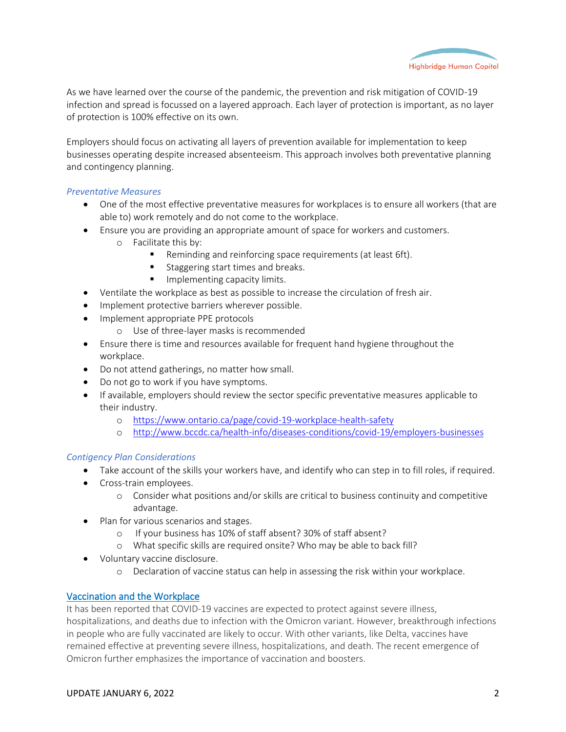As we have learned over the course of the pandemic, the prevention and risk mitigation of COVID-19 infection and spread is focussed on a layered approach. Each layer of protection is important, as no layer of protection is 100% effective on its own.

Employers should focus on activating all layers of prevention available for implementation to keep businesses operating despite increased absenteeism. This approach involves both preventative planning and contingency planning.

*Preventative Measures*

- One of the most effective preventative measures for workplaces is to ensure all workers (that are able to) work remotely and do not come to the workplace.
- Ensure you are providing an appropriate amount of space for workers and customers.
  - Facilitate this by:
    - Reminding and reinforcing space requirements (at least 6ft).
    - Staggering start times and breaks.
    - Implementing capacity limits.
- Ventilate the workplace as best as possible to increase the circulation of fresh air.
- Implement protective barriers wherever possible.
- Implement appropriate PPE protocols
  - Use of three-layer masks is recommended
- Ensure there is time and resources available for frequent hand hygiene throughout the workplace.
- Do not attend gatherings, no matter how small.
- Do not go to work if you have symptoms.
- If available, employers should review the sector specific preventative measures applicable to their industry.
  - [https://www.ontario.ca/page/covid-19-workplace-health-safety](https://www.ontario.ca/page/covid-19-workplace-health-safety)
  - [http://www.bccdc.ca/health-info/diseases-conditions/covid-19/employers-businesses](http://www.bccdc.ca/health-info/diseases-conditions/covid-19/employers-businesses)

*Contigency Plan Considerations*

- Take account of the skills your workers have, and identify who can step in to fill roles, if required.
- Cross-train employees.
  - Consider what positions and/or skills are critical to business continuity and competitive advantage.
- Plan for various scenarios and stages.
  - If your business has 10% of staff absent? 30% of staff absent?
  - What specific skills are required onsite? Who may be able to back fill?
- Voluntary vaccine disclosure.
  - Declaration of vaccine status can help in assessing the risk within your workplace.

## Vaccination and the Workplace

It has been reported that COVID-19 vaccines are expected to protect against severe illness, hospitalizations, and deaths due to infection with the Omicron variant. However, breakthrough infections in people who are fully vaccinated are likely to occur. With other variants, like Delta, vaccines have remained effective at preventing severe illness, hospitalizations, and death. The recent emergence of Omicron further emphasizes the importance of vaccination and boosters.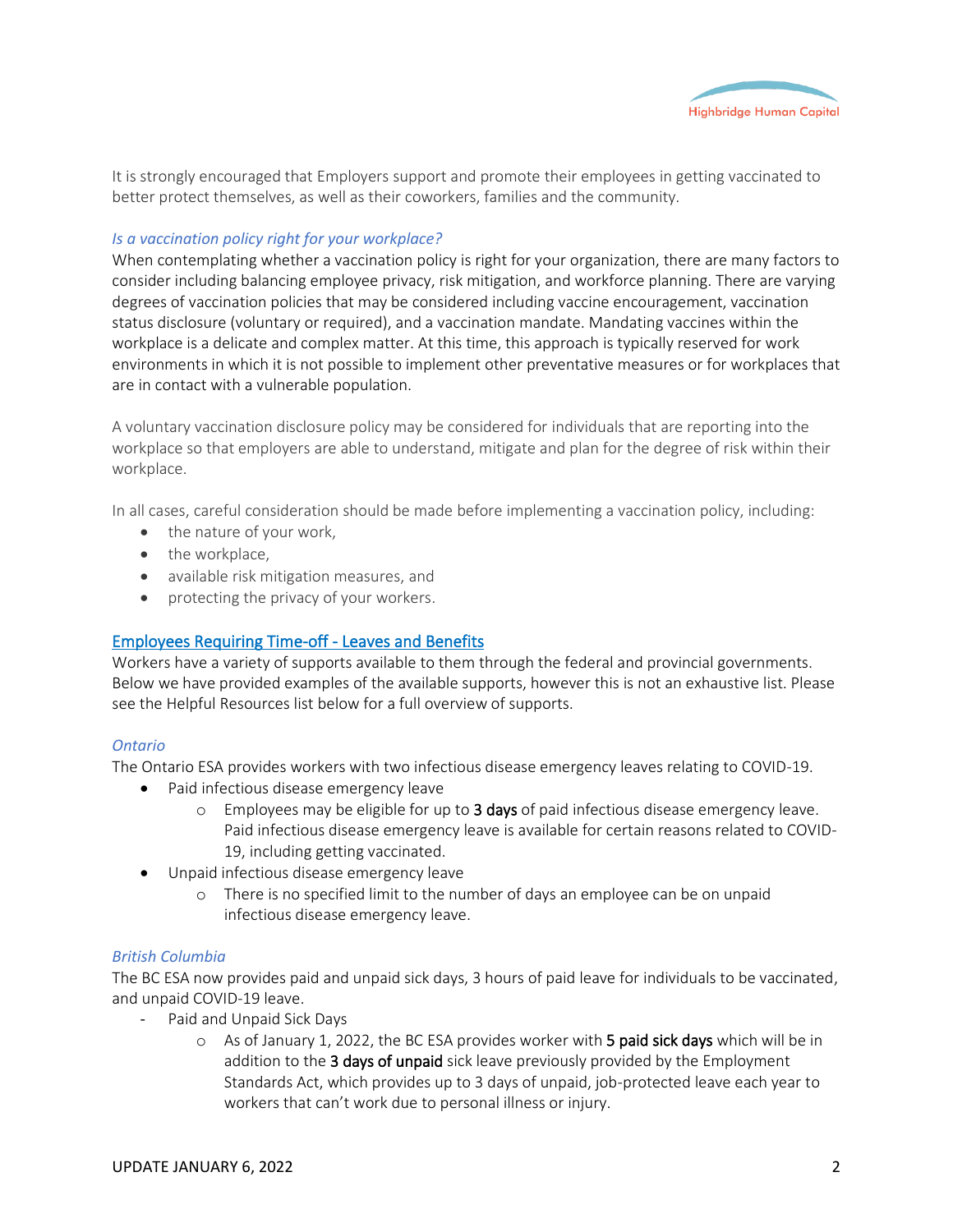It is strongly encouraged that Employers support and promote their employees in getting vaccinated to better protect themselves, as well as their coworkers, families and the community.

### *Is a vaccination policy right for your workplace?*

When contemplating whether a vaccination policy is right for your organization, there are many factors to consider including balancing employee privacy, risk mitigation, and workforce planning. There are varying degrees of vaccination policies that may be considered including vaccine encouragement, vaccination status disclosure (voluntary or required), and a vaccination mandate. Mandating vaccines within the workplace is a delicate and complex matter. At this time, this approach is typically reserved for work environments in which it is not possible to implement other preventative measures or for workplaces that are in contact with a vulnerable population.

A voluntary vaccination disclosure policy may be considered for individuals that are reporting into the workplace so that employers are able to understand, mitigate and plan for the degree of risk within their workplace.

In all cases, careful consideration should be made before implementing a vaccination policy, including:

- the nature of your work,
- the workplace,
- available risk mitigation measures, and
- protecting the privacy of your workers.

## Employees Requiring Time-off - Leaves and Benefits

Workers have a variety of supports available to them through the federal and provincial governments. Below we have provided examples of the available supports, however this is not an exhaustive list. Please see the Helpful Resources list below for a full overview of supports.

### *Ontario*

The Ontario ESA provides workers with two infectious disease emergency leaves relating to COVID-19.

- Paid infectious disease emergency leave
    - Employees may be eligible for up to **3 days** of paid infectious disease emergency leave. Paid infectious disease emergency leave is available for certain reasons related to COVID-19, including getting vaccinated.
- Unpaid infectious disease emergency leave
    - There is no specified limit to the number of days an employee can be on unpaid infectious disease emergency leave.

### *British Columbia*

The BC ESA now provides paid and unpaid sick days, 3 hours of paid leave for individuals to be vaccinated, and unpaid COVID-19 leave.

- Paid and Unpaid Sick Days
    - As of January 1, 2022, the BC ESA provides worker with **5 paid sick days** which will be in addition to the **3 days of unpaid** sick leave previously provided by the Employment Standards Act, which provides up to 3 days of unpaid, job-protected leave each year to workers that can't work due to personal illness or injury.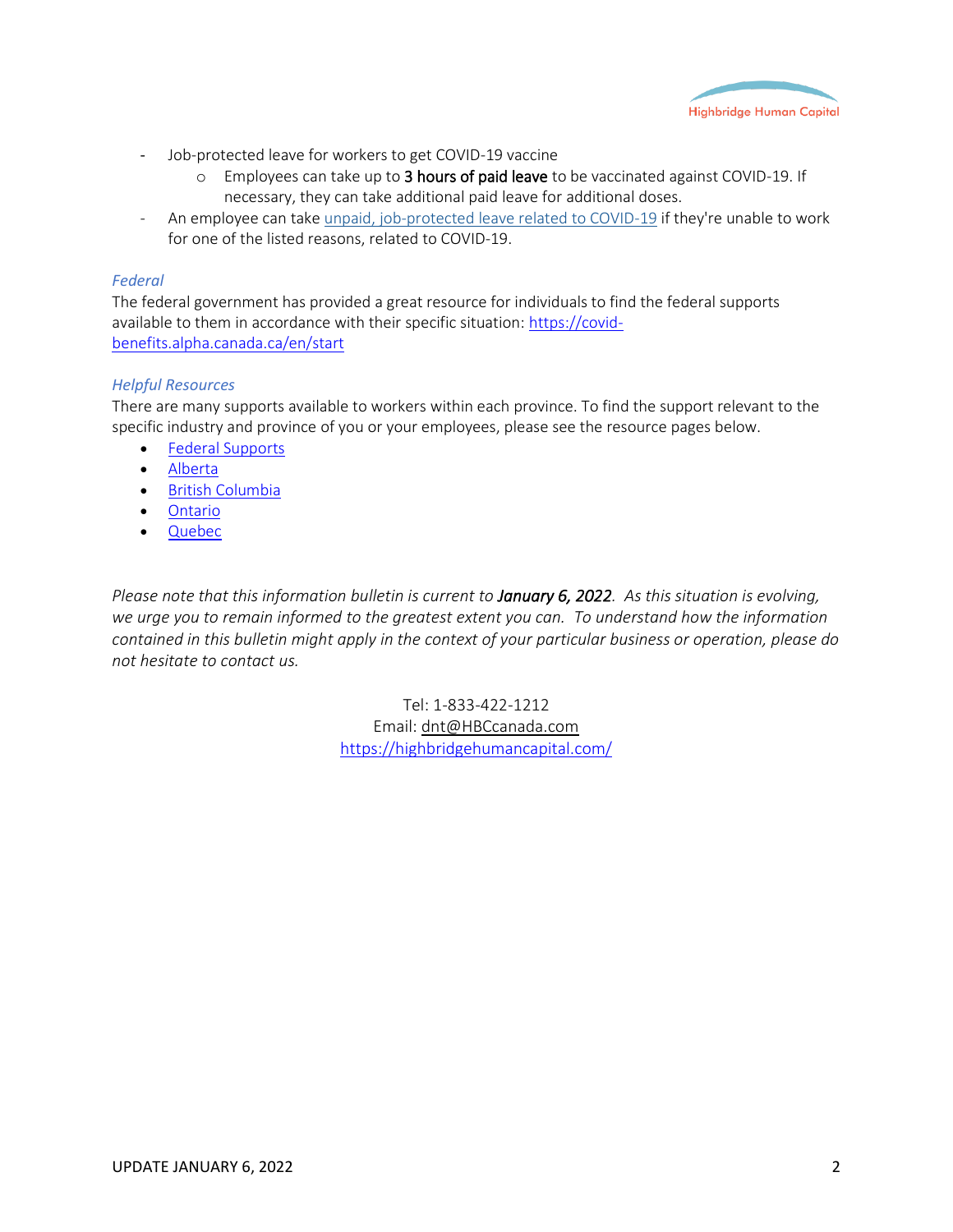- Job-protected leave for workers to get COVID-19 vaccine
  - Employees can take up to **3 hours of paid leave** to be vaccinated against COVID-19. If necessary, they can take additional paid leave for additional doses.
- An employee can take unpaid, job-protected leave related to COVID-19 if they're unable to work for one of the listed reasons, related to COVID-19.

*Federal*

The federal government has provided a great resource for individuals to find the federal supports available to them in accordance with their specific situation: https://covid-benefits.alpha.canada.ca/en/start

*Helpful Resources*

There are many supports available to workers within each province. To find the support relevant to the specific industry and province of you or your employees, please see the resource pages below.

- Federal Supports
- Alberta
- British Columbia
- Ontario
- Quebec

*Please note that this information bulletin is current to **January 6, 2022**. As this situation is evolving, we urge you to remain informed to the greatest extent you can. To understand how the information contained in this bulletin might apply in the context of your particular business or operation, please do not hesitate to contact us.*

Tel: 1-833-422-1212
Email: dnt@HBCcanada.com
https://highbridgehumancapital.com/